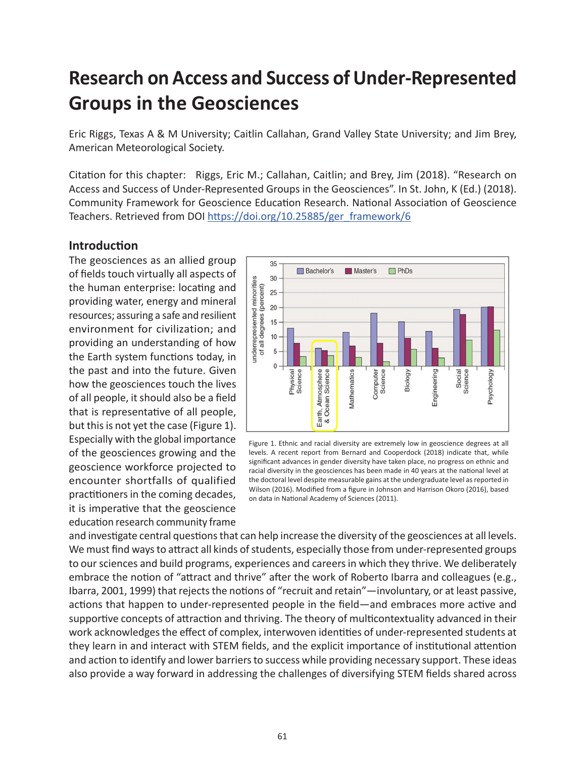# Research on Access and Success of Under-Represented Groups in the Geosciences

Eric Riggs, Texas A & M University; Caitlin Callahan, Grand Valley State University; and Jim Brey, American Meteorological Society.

Citation for this chapter: Riggs, Eric M.; Callahan, Caitlin; and Brey, Jim (2018). "Research on Access and Success of Under-Represented Groups in the Geosciences". In St. John, K (Ed.) (2018). Community Framework for Geoscience Education Research. National Association of Geoscience Teachers. Retrieved from DOI https://doi.org/10.25885/ger_framework/6

## Introduction

The geosciences as an allied group of fields touch virtually all aspects of the human enterprise: locating and providing water, energy and mineral resources; assuring a safe and resilient environment for civilization; and providing an understanding of how the Earth system functions today, in the past and into the future. Given how the geosciences touch the lives of all people, it should also be a field that is representative of all people, but this is not yet the case (Figure 1). Especially with the global importance of the geosciences growing and the geoscience workforce projected to encounter shortfalls of qualified practitioners in the coming decades, it is imperative that the geoscience education research community frame and investigate central questions that can help increase the diversity of the geosciences at all levels. We must find ways to attract all kinds of students, especially those from under-represented groups to our sciences and build programs, experiences and careers in which they thrive. We deliberately embrace the notion of "attract and thrive" after the work of Roberto Ibarra and colleagues (e.g., Ibarra, 2001, 1999) that rejects the notions of "recruit and retain"—involuntary, or at least passive, actions that happen to under-represented people in the field—and embraces more active and supportive concepts of attraction and thriving. The theory of multicontextuality advanced in their work acknowledges the effect of complex, interwoven identities of under-represented students at they learn in and interact with STEM fields, and the explicit importance of institutional attention and action to identify and lower barriers to success while providing necessary support. These ideas also provide a way forward in addressing the challenges of diversifying STEM fields shared across

Figure 1. Ethnic and racial diversity are extremely low in geoscience degrees at all levels. A recent report from Bernard and Cooperdock (2018) indicate that, while significant advances in gender diversity have taken place, no progress on ethnic and racial diversity in the geosciences has been made in 40 years at the national level at the doctoral level despite measurable gains at the undergraduate level as reported in Wilson (2016). Modified from a figure in Johnson and Harrison Okoro (2016), based on data in National Academy of Sciences (2011).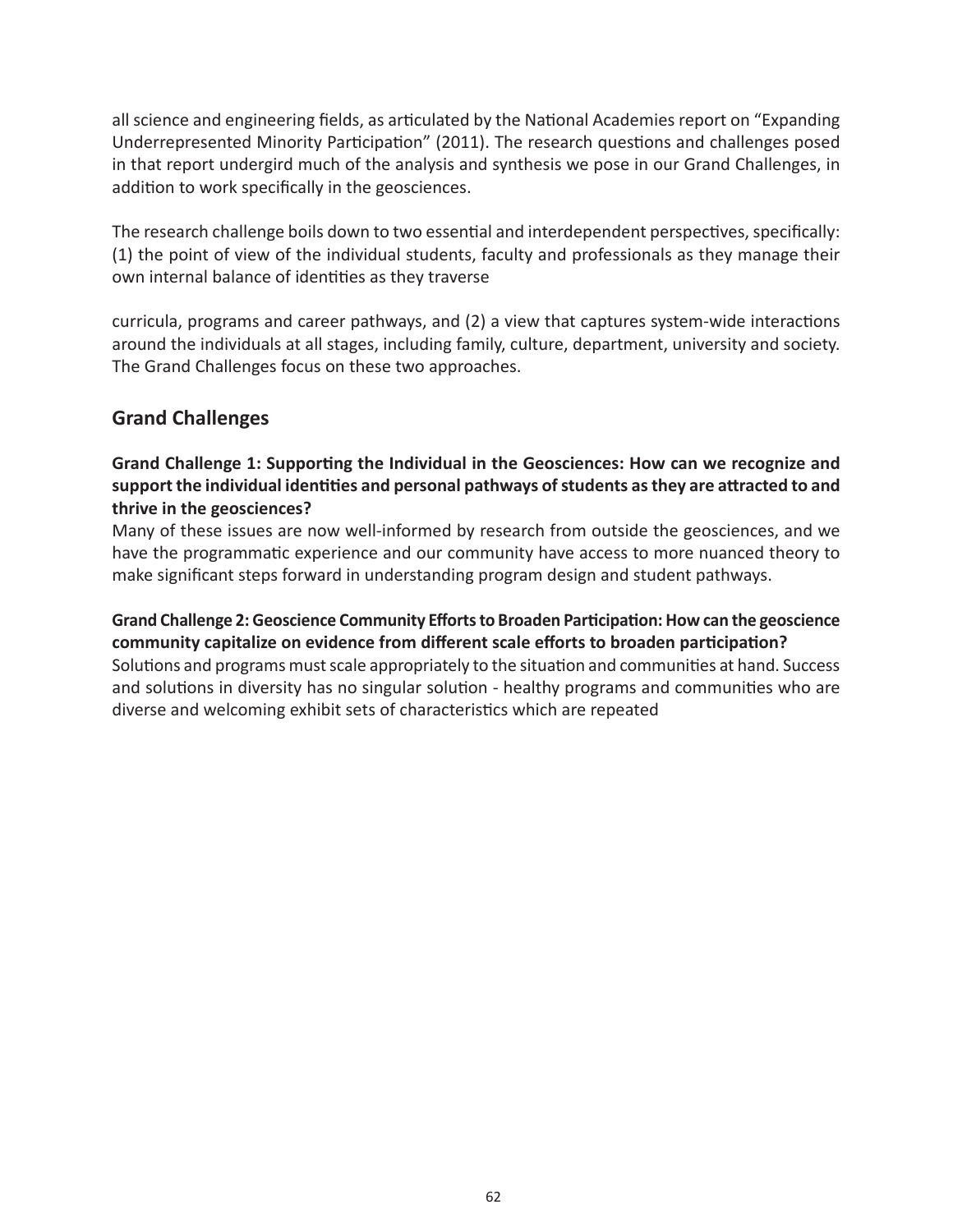all science and engineering fields, as articulated by the National Academies report on "Expanding Underrepresented Minority Participation" (2011). The research questions and challenges posed in that report undergird much of the analysis and synthesis we pose in our Grand Challenges, in addition to work specifically in the geosciences.

The research challenge boils down to two essential and interdependent perspectives, specifically: (1) the point of view of the individual students, faculty and professionals as they manage their own internal balance of identities as they traverse

curricula, programs and career pathways, and (2) a view that captures system-wide interactions around the individuals at all stages, including family, culture, department, university and society. The Grand Challenges focus on these two approaches.

## Grand Challenges

**Grand Challenge 1: Supporting the Individual in the Geosciences: How can we recognize and support the individual identities and personal pathways of students as they are attracted to and thrive in the geosciences?**

Many of these issues are now well-informed by research from outside the geosciences, and we have the programmatic experience and our community have access to more nuanced theory to make significant steps forward in understanding program design and student pathways.

**Grand Challenge 2: Geoscience Community Efforts to Broaden Participation: How can the geoscience community capitalize on evidence from different scale efforts to broaden participation?**

Solutions and programs must scale appropriately to the situation and communities at hand. Success and solutions in diversity has no singular solution - healthy programs and communities who are diverse and welcoming exhibit sets of characteristics which are repeated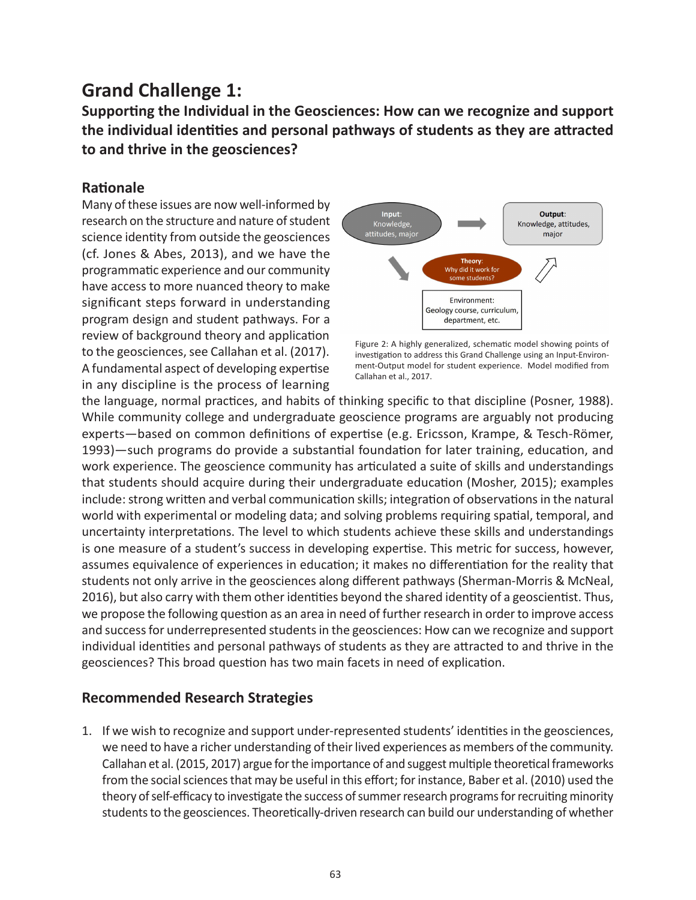# Grand Challenge 1:

## Supporting the Individual in the Geosciences: How can we recognize and support the individual identities and personal pathways of students as they are attracted to and thrive in the geosciences?

### Rationale

Many of these issues are now well-informed by research on the structure and nature of student science identity from outside the geosciences (cf. Jones & Abes, 2013), and we have the programmatic experience and our community have access to more nuanced theory to make significant steps forward in understanding program design and student pathways. For a review of background theory and application to the geosciences, see Callahan et al. (2017). A fundamental aspect of developing expertise in any discipline is the process of learning the language, normal practices, and habits of thinking specific to that discipline (Posner, 1988). While community college and undergraduate geoscience programs are arguably not producing experts—based on common definitions of expertise (e.g. Ericsson, Krampe, & Tesch-Römer, 1993)—such programs do provide a substantial foundation for later training, education, and work experience. The geoscience community has articulated a suite of skills and understandings that students should acquire during their undergraduate education (Mosher, 2015); examples include: strong written and verbal communication skills; integration of observations in the natural world with experimental or modeling data; and solving problems requiring spatial, temporal, and uncertainty interpretations. The level to which students achieve these skills and understandings is one measure of a student's success in developing expertise. This metric for success, however, assumes equivalence of experiences in education; it makes no differentiation for the reality that students not only arrive in the geosciences along different pathways (Sherman-Morris & McNeal, 2016), but also carry with them other identities beyond the shared identity of a geoscientist. Thus, we propose the following question as an area in need of further research in order to improve access and success for underrepresented students in the geosciences: How can we recognize and support individual identities and personal pathways of students as they are attracted to and thrive in the geosciences? This broad question has two main facets in need of explication.

Input: Knowledge, attitudes, major

Output: Knowledge, attitudes, major

Theory: Why did it work for some students?

Environment: Geology course, curriculum, department, etc.

Figure 2: A highly generalized, schematic model showing points of investigation to address this Grand Challenge using an Input-Environment-Output model for student experience. Model modified from Callahan et al., 2017.

### Recommended Research Strategies

1. If we wish to recognize and support under-represented students' identities in the geosciences, we need to have a richer understanding of their lived experiences as members of the community. Callahan et al. (2015, 2017) argue for the importance of and suggest multiple theoretical frameworks from the social sciences that may be useful in this effort; for instance, Baber et al. (2010) used the theory of self-efficacy to investigate the success of summer research programs for recruiting minority students to the geosciences. Theoretically-driven research can build our understanding of whether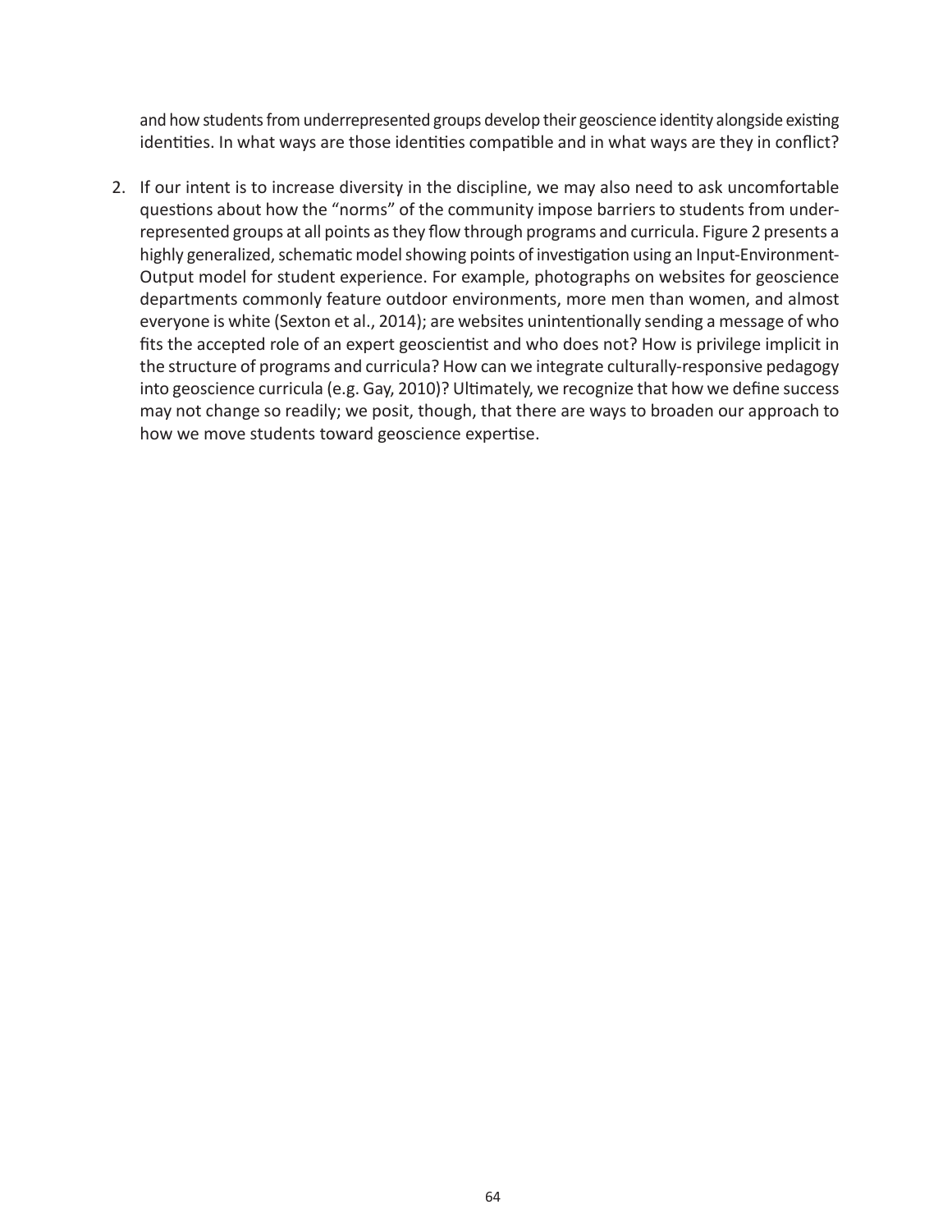and how students from underrepresented groups develop their geoscience identity alongside existing identities. In what ways are those identities compatible and in what ways are they in conflict?

2. If our intent is to increase diversity in the discipline, we may also need to ask uncomfortable questions about how the "norms" of the community impose barriers to students from underrepresented groups at all points as they flow through programs and curricula. Figure 2 presents a highly generalized, schematic model showing points of investigation using an Input-Environment-Output model for student experience. For example, photographs on websites for geoscience departments commonly feature outdoor environments, more men than women, and almost everyone is white (Sexton et al., 2014); are websites unintentionally sending a message of who fits the accepted role of an expert geoscientist and who does not? How is privilege implicit in the structure of programs and curricula? How can we integrate culturally-responsive pedagogy into geoscience curricula (e.g. Gay, 2010)? Ultimately, we recognize that how we define success may not change so readily; we posit, though, that there are ways to broaden our approach to how we move students toward geoscience expertise.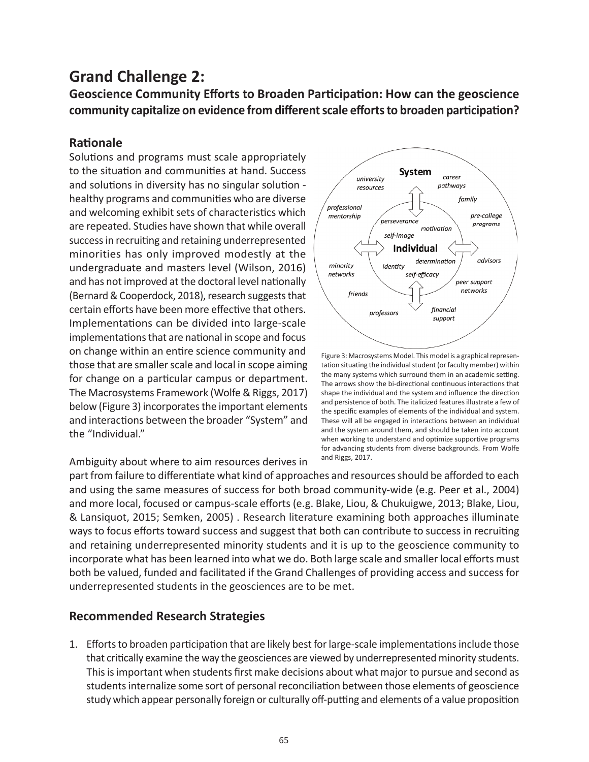# Grand Challenge 2:

**Geoscience Community Efforts to Broaden Participation: How can the geoscience community capitalize on evidence from different scale efforts to broaden participation?**

## Rationale

Solutions and programs must scale appropriately to the situation and communities at hand. Success and solutions in diversity has no singular solution - healthy programs and communities who are diverse and welcoming exhibit sets of characteristics which are repeated. Studies have shown that while overall success in recruiting and retaining underrepresented minorities has only improved modestly at the undergraduate and masters level (Wilson, 2016) and has not improved at the doctoral level nationally (Bernard & Cooperdock, 2018), research suggests that certain efforts have been more effective that others. Implementations can be divided into large-scale implementations that are national in scope and focus on change within an entire science community and those that are smaller scale and local in scope aiming for change on a particular campus or department. The Macrosystems Framework (Wolfe & Riggs, 2017) below (Figure 3) incorporates the important elements and interactions between the broader "System" and the "Individual."

Figure 3: Macrosystems Model. This model is a graphical representation situating the individual student (or faculty member) within the many systems which surround them in an academic setting. The arrows show the bi-directional continuous interactions that shape the individual and the system and influence the direction and persistence of both. The italicized features illustrate a few of the specific examples of elements of the individual and system. These will all be engaged in interactions between an individual and the system around them, and should be taken into account when working to understand and optimize supportive programs for advancing students from diverse backgrounds. From Wolfe and Riggs, 2017.

Ambiguity about where to aim resources derives in part from failure to differentiate what kind of approaches and resources should be afforded to each and using the same measures of success for both broad community-wide (e.g. Peer et al., 2004) and more local, focused or campus-scale efforts (e.g. Blake, Liou, & Chukuigwe, 2013; Blake, Liou, & Lansiquot, 2015; Semken, 2005) . Research literature examining both approaches illuminate ways to focus efforts toward success and suggest that both can contribute to success in recruiting and retaining underrepresented minority students and it is up to the geoscience community to incorporate what has been learned into what we do. Both large scale and smaller local efforts must both be valued, funded and facilitated if the Grand Challenges of providing access and success for underrepresented students in the geosciences are to be met.

## Recommended Research Strategies

1. Efforts to broaden participation that are likely best for large-scale implementations include those that critically examine the way the geosciences are viewed by underrepresented minority students. This is important when students first make decisions about what major to pursue and second as students internalize some sort of personal reconciliation between those elements of geoscience study which appear personally foreign or culturally off-putting and elements of a value proposition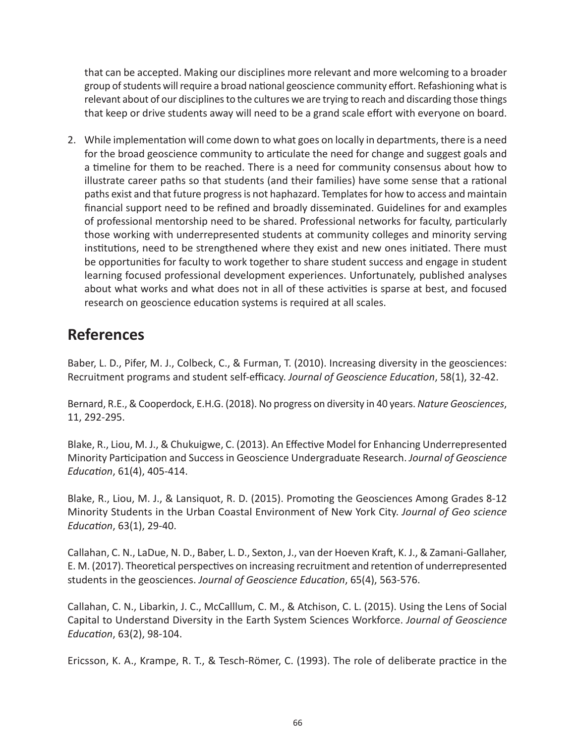that can be accepted. Making our disciplines more relevant and more welcoming to a broader group of students will require a broad national geoscience community effort. Refashioning what is relevant about of our disciplines to the cultures we are trying to reach and discarding those things that keep or drive students away will need to be a grand scale effort with everyone on board.

2. While implementation will come down to what goes on locally in departments, there is a need for the broad geoscience community to articulate the need for change and suggest goals and a timeline for them to be reached. There is a need for community consensus about how to illustrate career paths so that students (and their families) have some sense that a rational paths exist and that future progress is not haphazard. Templates for how to access and maintain financial support need to be refined and broadly disseminated. Guidelines for and examples of professional mentorship need to be shared. Professional networks for faculty, particularly those working with underrepresented students at community colleges and minority serving institutions, need to be strengthened where they exist and new ones initiated. There must be opportunities for faculty to work together to share student success and engage in student learning focused professional development experiences. Unfortunately, published analyses about what works and what does not in all of these activities is sparse at best, and focused research on geoscience education systems is required at all scales.

## References

Baber, L. D., Pifer, M. J., Colbeck, C., & Furman, T. (2010). Increasing diversity in the geosciences: Recruitment programs and student self-efficacy. *Journal of Geoscience Education*, 58(1), 32-42.

Bernard, R.E., & Cooperdock, E.H.G. (2018). No progress on diversity in 40 years. *Nature Geosciences*, 11, 292-295.

Blake, R., Liou, M. J., & Chukuigwe, C. (2013). An Effective Model for Enhancing Underrepresented Minority Participation and Success in Geoscience Undergraduate Research. *Journal of Geoscience Education*, 61(4), 405-414.

Blake, R., Liou, M. J., & Lansiquot, R. D. (2015). Promoting the Geosciences Among Grades 8-12 Minority Students in the Urban Coastal Environment of New York City. *Journal of Geo science Education*, 63(1), 29-40.

Callahan, C. N., LaDue, N. D., Baber, L. D., Sexton, J., van der Hoeven Kraft, K. J., & Zamani-Gallaher, E. M. (2017). Theoretical perspectives on increasing recruitment and retention of underrepresented students in the geosciences. *Journal of Geoscience Education*, 65(4), 563-576.

Callahan, C. N., Libarkin, J. C., McCalllum, C. M., & Atchison, C. L. (2015). Using the Lens of Social Capital to Understand Diversity in the Earth System Sciences Workforce. *Journal of Geoscience Education*, 63(2), 98-104.

Ericsson, K. A., Krampe, R. T., & Tesch-Römer, C. (1993). The role of deliberate practice in the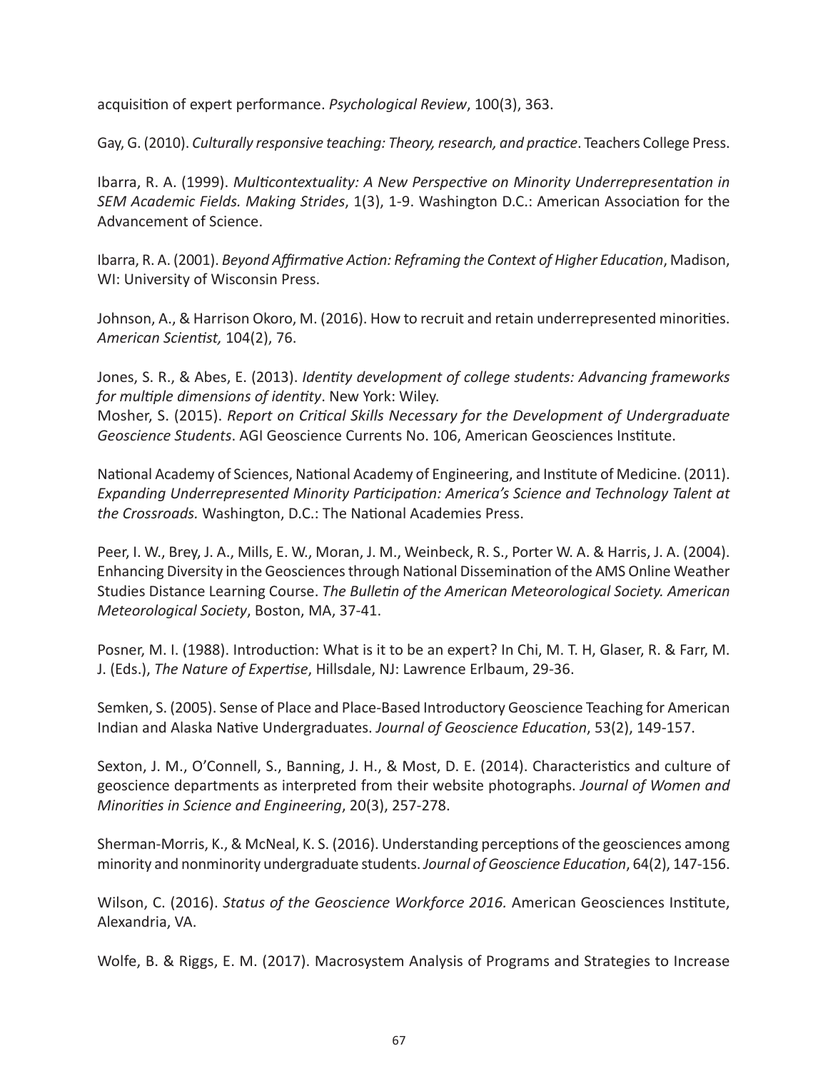acquisition of expert performance. *Psychological Review*, 100(3), 363.

Gay, G. (2010). *Culturally responsive teaching: Theory, research, and practice*. Teachers College Press.

Ibarra, R. A. (1999). *Multicontextuality: A New Perspective on Minority Underrepresentation in SEM Academic Fields. Making Strides*, 1(3), 1-9. Washington D.C.: American Association for the Advancement of Science.

Ibarra, R. A. (2001). *Beyond Affirmative Action: Reframing the Context of Higher Education*, Madison, WI: University of Wisconsin Press.

Johnson, A., & Harrison Okoro, M. (2016). How to recruit and retain underrepresented minorities. *American Scientist,* 104(2), 76.

Jones, S. R., & Abes, E. (2013). *Identity development of college students: Advancing frameworks for multiple dimensions of identity*. New York: Wiley.

Mosher, S. (2015). *Report on Critical Skills Necessary for the Development of Undergraduate Geoscience Students*. AGI Geoscience Currents No. 106, American Geosciences Institute.

National Academy of Sciences, National Academy of Engineering, and Institute of Medicine. (2011). *Expanding Underrepresented Minority Participation: America's Science and Technology Talent at the Crossroads.* Washington, D.C.: The National Academies Press.

Peer, I. W., Brey, J. A., Mills, E. W., Moran, J. M., Weinbeck, R. S., Porter W. A. & Harris, J. A. (2004). Enhancing Diversity in the Geosciences through National Dissemination of the AMS Online Weather Studies Distance Learning Course. *The Bulletin of the American Meteorological Society. American Meteorological Society*, Boston, MA, 37-41.

Posner, M. I. (1988). Introduction: What is it to be an expert? In Chi, M. T. H, Glaser, R. & Farr, M. J. (Eds.), *The Nature of Expertise*, Hillsdale, NJ: Lawrence Erlbaum, 29-36.

Semken, S. (2005). Sense of Place and Place-Based Introductory Geoscience Teaching for American Indian and Alaska Native Undergraduates. *Journal of Geoscience Education*, 53(2), 149-157.

Sexton, J. M., O'Connell, S., Banning, J. H., & Most, D. E. (2014). Characteristics and culture of geoscience departments as interpreted from their website photographs. *Journal of Women and Minorities in Science and Engineering*, 20(3), 257-278.

Sherman-Morris, K., & McNeal, K. S. (2016). Understanding perceptions of the geosciences among minority and nonminority undergraduate students. *Journal of Geoscience Education*, 64(2), 147-156.

Wilson, C. (2016). *Status of the Geoscience Workforce 2016.* American Geosciences Institute, Alexandria, VA.

Wolfe, B. & Riggs, E. M. (2017). Macrosystem Analysis of Programs and Strategies to Increase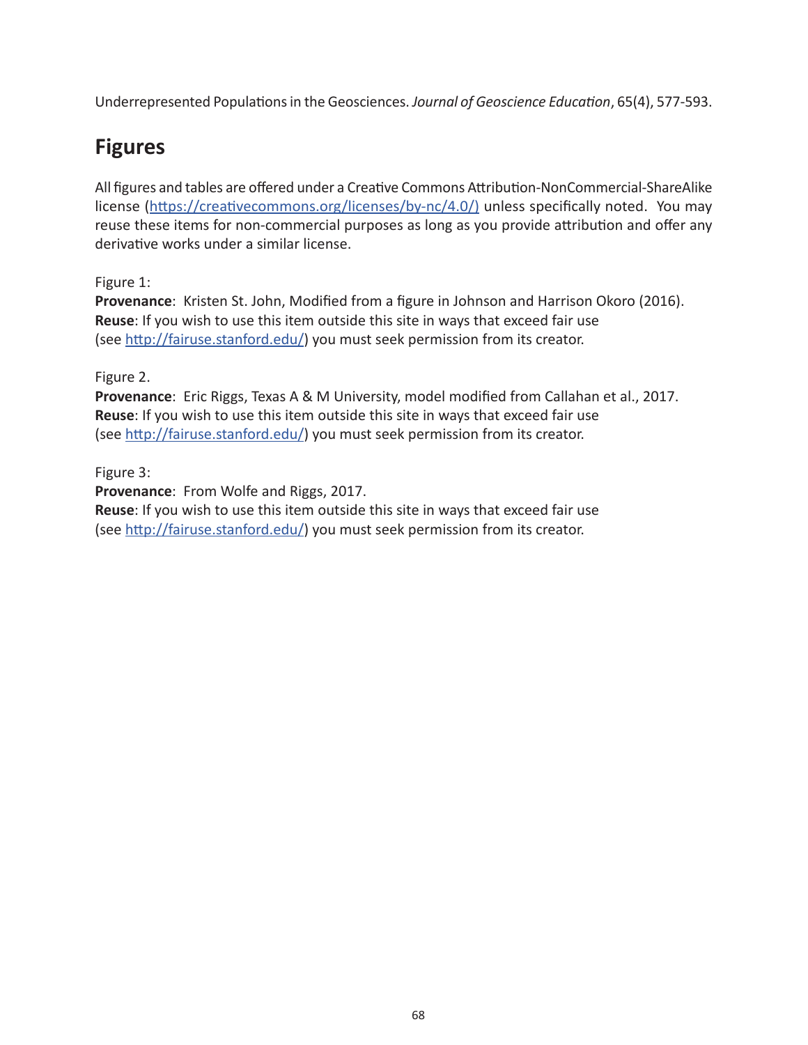Underrepresented Populations in the Geosciences. *Journal of Geoscience Education*, 65(4), 577-593.

## Figures

All figures and tables are offered under a Creative Commons Attribution-NonCommercial-ShareAlike license (https://creativecommons.org/licenses/by-nc/4.0/) unless specifically noted. You may reuse these items for non-commercial purposes as long as you provide attribution and offer any derivative works under a similar license.

Figure 1:
**Provenance**: Kristen St. John, Modified from a figure in Johnson and Harrison Okoro (2016).
**Reuse**: If you wish to use this item outside this site in ways that exceed fair use (see http://fairuse.stanford.edu/) you must seek permission from its creator.

Figure 2.
**Provenance**: Eric Riggs, Texas A & M University, model modified from Callahan et al., 2017.
**Reuse**: If you wish to use this item outside this site in ways that exceed fair use (see http://fairuse.stanford.edu/) you must seek permission from its creator.

Figure 3:
**Provenance**: From Wolfe and Riggs, 2017.
**Reuse**: If you wish to use this item outside this site in ways that exceed fair use (see http://fairuse.stanford.edu/) you must seek permission from its creator.